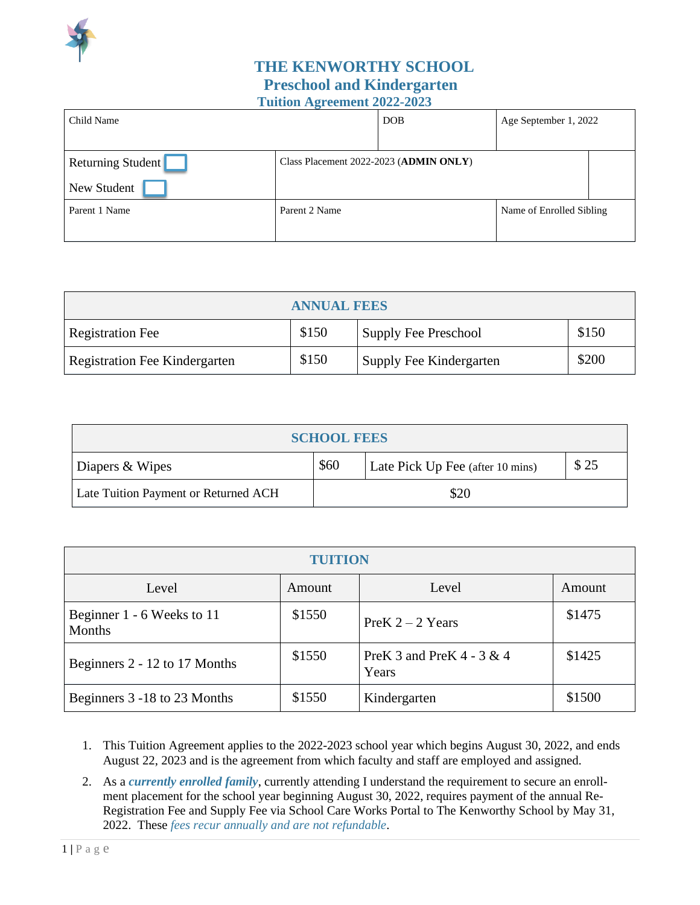# THE KENWORTHY SCHOOL

## Preschool and Kindergarten

### Tuition Agreement 2022-2023

| Child Name | | DOB | Age September 1, 2022 |
|---|---|---|---|
| Returning Student ☐<br>New Student ☐ | Class Placement 2022-2023 (**ADMIN ONLY**) | | |
| Parent 1 Name | Parent 2 Name | | Name of Enrolled Sibling |

| ANNUAL FEES | | | |
|---|---|---|---|
| Registration Fee | $150 | Supply Fee Preschool | $150 |
| Registration Fee Kindergarten | $150 | Supply Fee Kindergarten | $200 |

| SCHOOL FEES | | | |
|---|---|---|---|
| Diapers & Wipes | $60 | Late Pick Up Fee (after 10 mins) | $ 25 |
| Late Tuition Payment or Returned ACH | $20 | | |

| TUITION | | | |
|---|---|---|---|
| Level | Amount | Level | Amount |
| Beginner 1 - 6 Weeks to 11 Months | $1550 | PreK 2 – 2 Years | $1475 |
| Beginners 2 - 12 to 17 Months | $1550 | PreK 3 and PreK 4 - 3 & 4 Years | $1425 |
| Beginners 3 -18 to 23 Months | $1550 | Kindergarten | $1500 |

1. This Tuition Agreement applies to the 2022-2023 school year which begins August 30, 2022, and ends August 22, 2023 and is the agreement from which faculty and staff are employed and assigned.
2. As a ***currently enrolled family***, currently attending I understand the requirement to secure an enroll-ment placement for the school year beginning August 30, 2022, requires payment of the annual Re-Registration Fee and Supply Fee via School Care Works Portal to The Kenworthy School by May 31, 2022. These *fees recur annually and are not refundable*.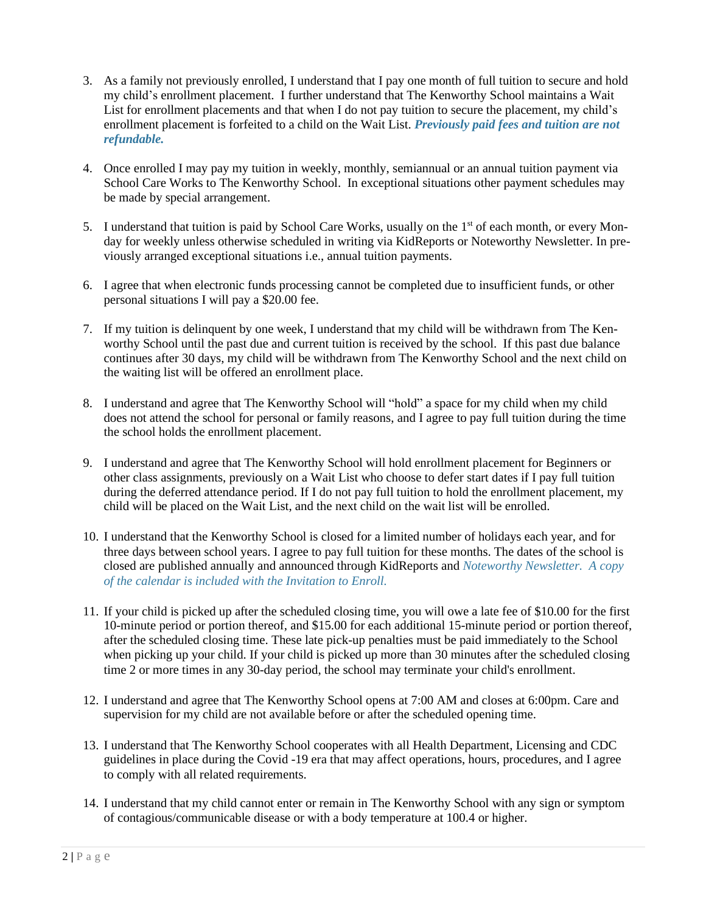3. As a family not previously enrolled, I understand that I pay one month of full tuition to secure and hold my child's enrollment placement. I further understand that The Kenworthy School maintains a Wait List for enrollment placements and that when I do not pay tuition to secure the placement, my child's enrollment placement is forfeited to a child on the Wait List. ***Previously paid fees and tuition are not refundable.***

4. Once enrolled I may pay my tuition in weekly, monthly, semiannual or an annual tuition payment via School Care Works to The Kenworthy School. In exceptional situations other payment schedules may be made by special arrangement.

5. I understand that tuition is paid by School Care Works, usually on the 1st of each month, or every Monday for weekly unless otherwise scheduled in writing via KidReports or Noteworthy Newsletter. In previously arranged exceptional situations i.e., annual tuition payments.

6. I agree that when electronic funds processing cannot be completed due to insufficient funds, or other personal situations I will pay a $20.00 fee.

7. If my tuition is delinquent by one week, I understand that my child will be withdrawn from The Kenworthy School until the past due and current tuition is received by the school. If this past due balance continues after 30 days, my child will be withdrawn from The Kenworthy School and the next child on the waiting list will be offered an enrollment place.

8. I understand and agree that The Kenworthy School will "hold" a space for my child when my child does not attend the school for personal or family reasons, and I agree to pay full tuition during the time the school holds the enrollment placement.

9. I understand and agree that The Kenworthy School will hold enrollment placement for Beginners or other class assignments, previously on a Wait List who choose to defer start dates if I pay full tuition during the deferred attendance period. If I do not pay full tuition to hold the enrollment placement, my child will be placed on the Wait List, and the next child on the wait list will be enrolled.

10. I understand that the Kenworthy School is closed for a limited number of holidays each year, and for three days between school years. I agree to pay full tuition for these months. The dates of the school is closed are published annually and announced through KidReports and *Noteworthy Newsletter. A copy of the calendar is included with the Invitation to Enroll.*

11. If your child is picked up after the scheduled closing time, you will owe a late fee of $10.00 for the first 10-minute period or portion thereof, and $15.00 for each additional 15-minute period or portion thereof, after the scheduled closing time. These late pick-up penalties must be paid immediately to the School when picking up your child. If your child is picked up more than 30 minutes after the scheduled closing time 2 or more times in any 30-day period, the school may terminate your child's enrollment.

12. I understand and agree that The Kenworthy School opens at 7:00 AM and closes at 6:00pm. Care and supervision for my child are not available before or after the scheduled opening time.

13. I understand that The Kenworthy School cooperates with all Health Department, Licensing and CDC guidelines in place during the Covid -19 era that may affect operations, hours, procedures, and I agree to comply with all related requirements.

14. I understand that my child cannot enter or remain in The Kenworthy School with any sign or symptom of contagious/communicable disease or with a body temperature at 100.4 or higher.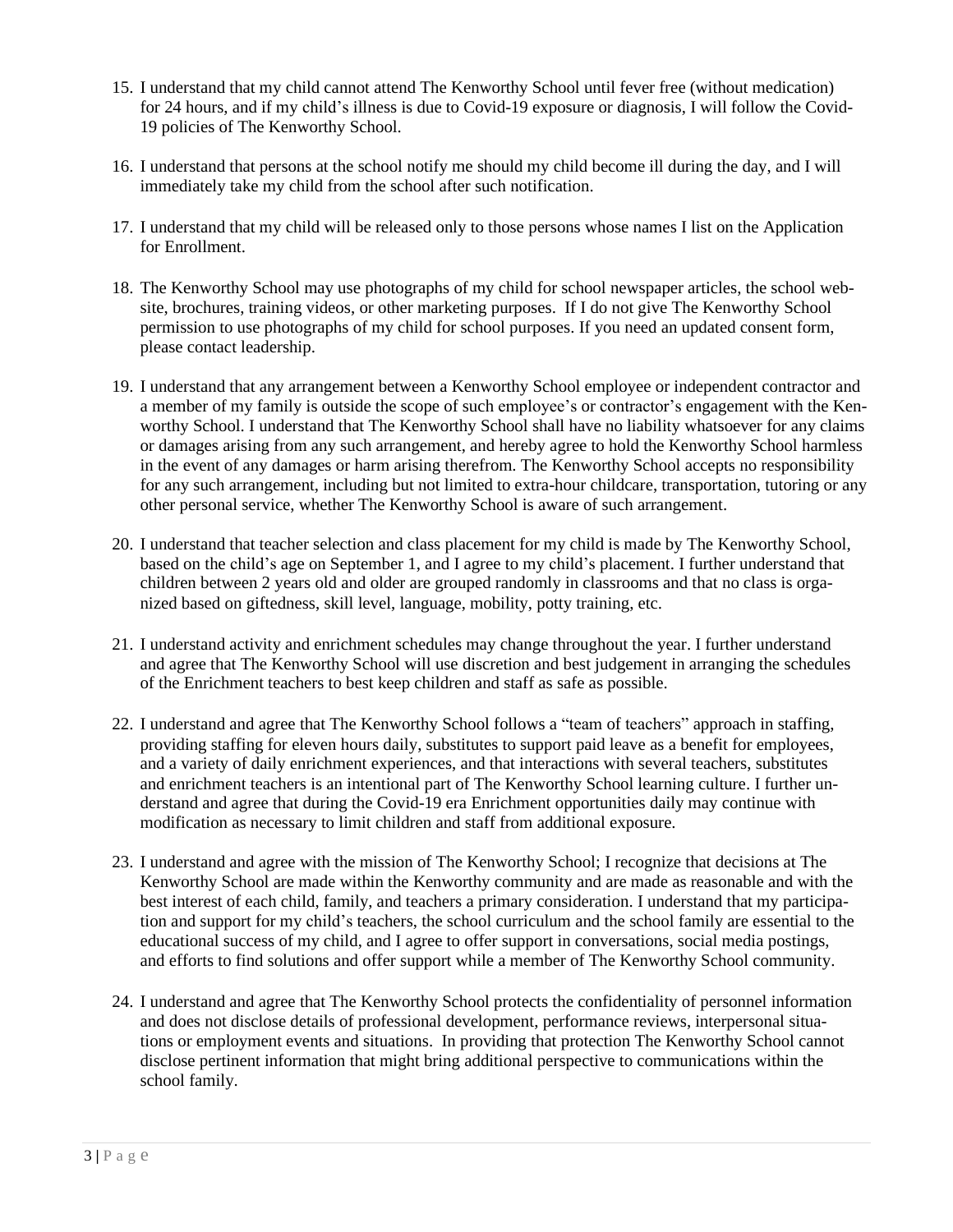15. I understand that my child cannot attend The Kenworthy School until fever free (without medication) for 24 hours, and if my child's illness is due to Covid-19 exposure or diagnosis, I will follow the Covid-19 policies of The Kenworthy School.

16. I understand that persons at the school notify me should my child become ill during the day, and I will immediately take my child from the school after such notification.

17. I understand that my child will be released only to those persons whose names I list on the Application for Enrollment.

18. The Kenworthy School may use photographs of my child for school newspaper articles, the school website, brochures, training videos, or other marketing purposes. If I do not give The Kenworthy School permission to use photographs of my child for school purposes. If you need an updated consent form, please contact leadership.

19. I understand that any arrangement between a Kenworthy School employee or independent contractor and a member of my family is outside the scope of such employee's or contractor's engagement with the Kenworthy School. I understand that The Kenworthy School shall have no liability whatsoever for any claims or damages arising from any such arrangement, and hereby agree to hold the Kenworthy School harmless in the event of any damages or harm arising therefrom. The Kenworthy School accepts no responsibility for any such arrangement, including but not limited to extra-hour childcare, transportation, tutoring or any other personal service, whether The Kenworthy School is aware of such arrangement.

20. I understand that teacher selection and class placement for my child is made by The Kenworthy School, based on the child's age on September 1, and I agree to my child's placement. I further understand that children between 2 years old and older are grouped randomly in classrooms and that no class is organized based on giftedness, skill level, language, mobility, potty training, etc.

21. I understand activity and enrichment schedules may change throughout the year. I further understand and agree that The Kenworthy School will use discretion and best judgement in arranging the schedules of the Enrichment teachers to best keep children and staff as safe as possible.

22. I understand and agree that The Kenworthy School follows a "team of teachers" approach in staffing, providing staffing for eleven hours daily, substitutes to support paid leave as a benefit for employees, and a variety of daily enrichment experiences, and that interactions with several teachers, substitutes and enrichment teachers is an intentional part of The Kenworthy School learning culture. I further understand and agree that during the Covid-19 era Enrichment opportunities daily may continue with modification as necessary to limit children and staff from additional exposure.

23. I understand and agree with the mission of The Kenworthy School; I recognize that decisions at The Kenworthy School are made within the Kenworthy community and are made as reasonable and with the best interest of each child, family, and teachers a primary consideration. I understand that my participation and support for my child's teachers, the school curriculum and the school family are essential to the educational success of my child, and I agree to offer support in conversations, social media postings, and efforts to find solutions and offer support while a member of The Kenworthy School community.

24. I understand and agree that The Kenworthy School protects the confidentiality of personnel information and does not disclose details of professional development, performance reviews, interpersonal situations or employment events and situations. In providing that protection The Kenworthy School cannot disclose pertinent information that might bring additional perspective to communications within the school family.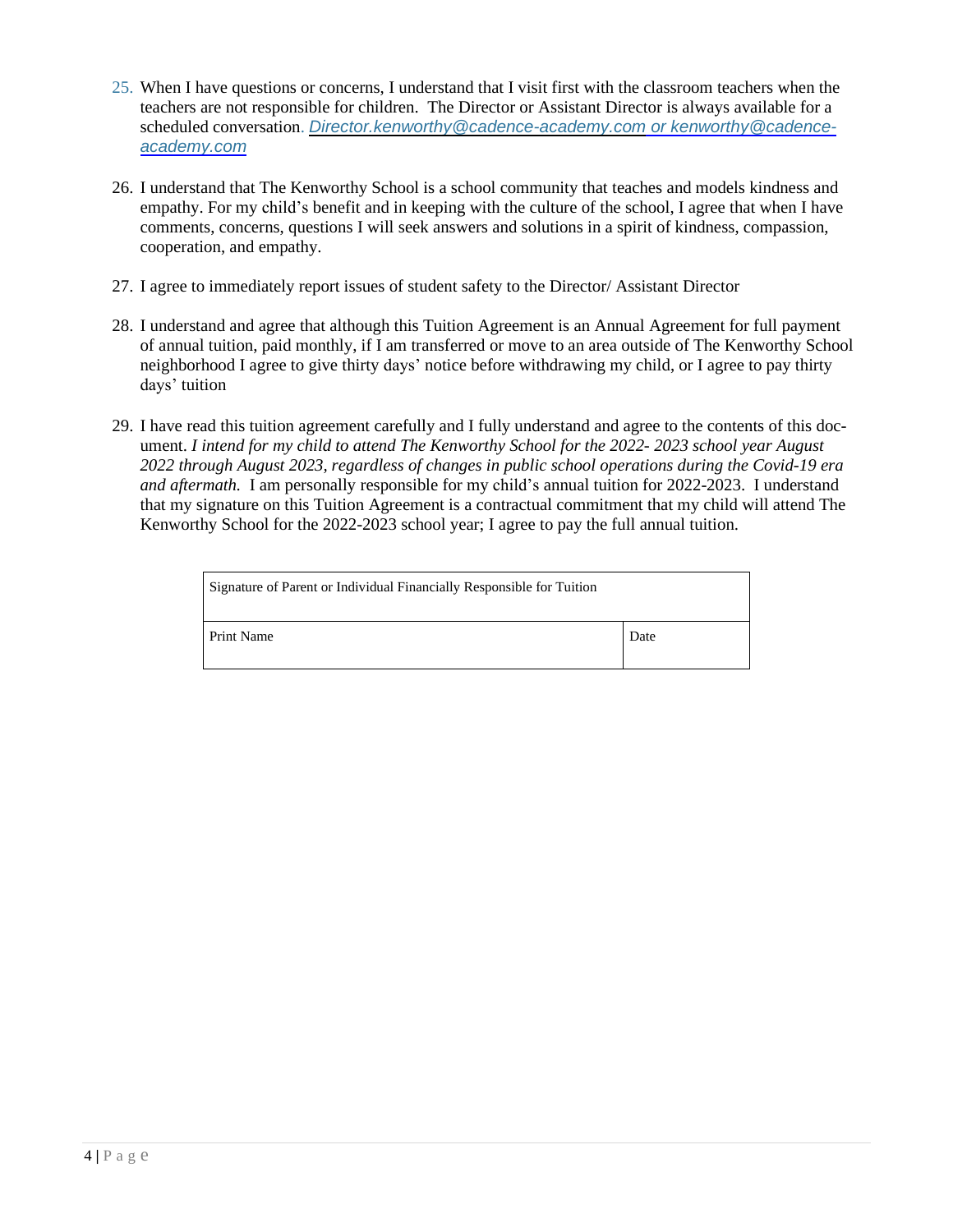25. When I have questions or concerns, I understand that I visit first with the classroom teachers when the teachers are not responsible for children. The Director or Assistant Director is always available for a scheduled conversation. *Director.kenworthy@cadence-academy.com or kenworthy@cadence-academy.com*

26. I understand that The Kenworthy School is a school community that teaches and models kindness and empathy. For my child's benefit and in keeping with the culture of the school, I agree that when I have comments, concerns, questions I will seek answers and solutions in a spirit of kindness, compassion, cooperation, and empathy.

27. I agree to immediately report issues of student safety to the Director/ Assistant Director

28. I understand and agree that although this Tuition Agreement is an Annual Agreement for full payment of annual tuition, paid monthly, if I am transferred or move to an area outside of The Kenworthy School neighborhood I agree to give thirty days' notice before withdrawing my child, or I agree to pay thirty days' tuition

29. I have read this tuition agreement carefully and I fully understand and agree to the contents of this document. *I intend for my child to attend The Kenworthy School for the 2022- 2023 school year August 2022 through August 2023, regardless of changes in public school operations during the Covid-19 era and aftermath.* I am personally responsible for my child's annual tuition for 2022-2023. I understand that my signature on this Tuition Agreement is a contractual commitment that my child will attend The Kenworthy School for the 2022-2023 school year; I agree to pay the full annual tuition.

| Signature of Parent or Individual Financially Responsible for Tuition | |
|---|---|
| Print Name | Date |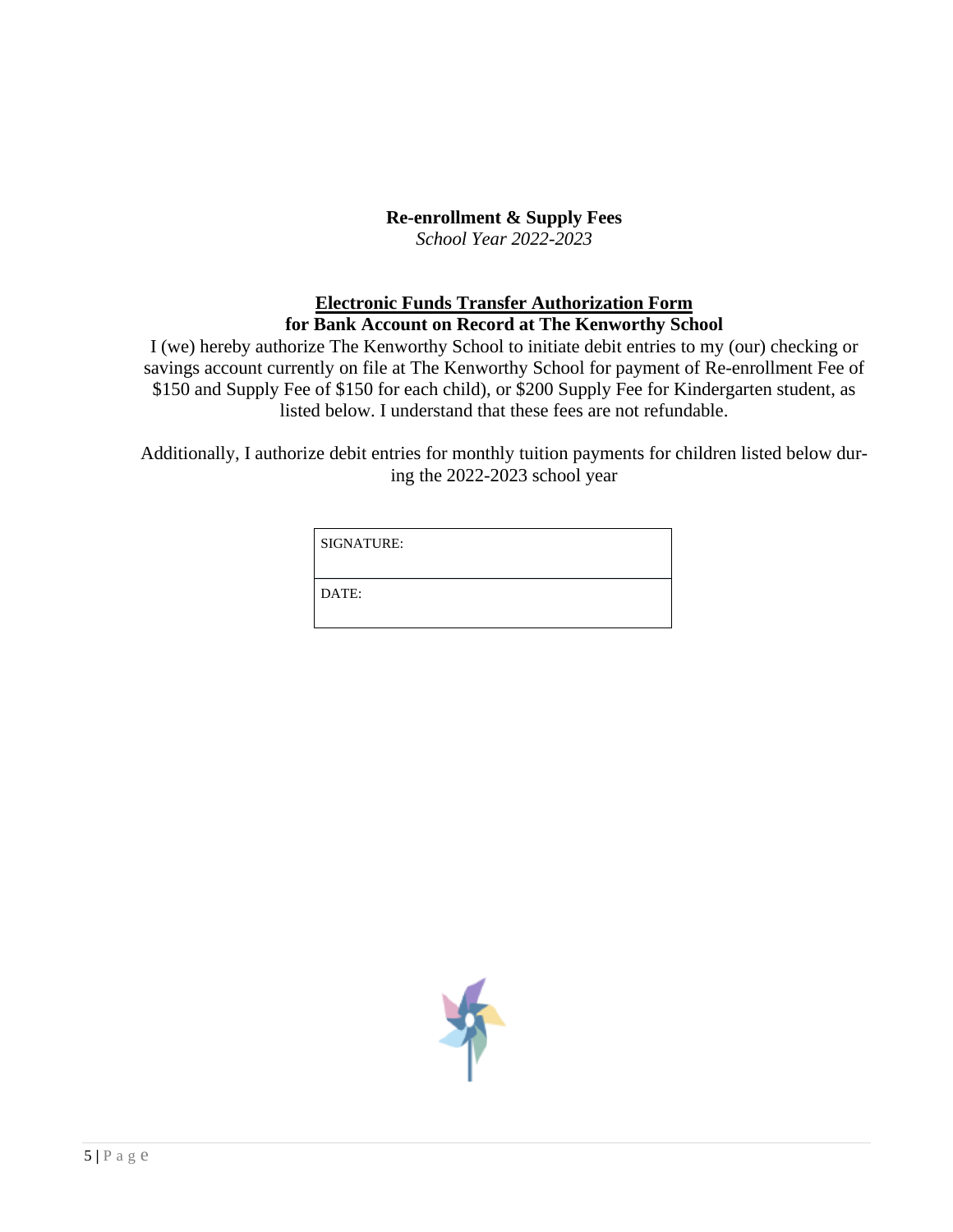**Re-enrollment & Supply Fees**

*School Year 2022-2023*

**Electronic Funds Transfer Authorization Form**
**for Bank Account on Record at The Kenworthy School**

I (we) hereby authorize The Kenworthy School to initiate debit entries to my (our) checking or savings account currently on file at The Kenworthy School for payment of Re-enrollment Fee of $150 and Supply Fee of $150 for each child), or $200 Supply Fee for Kindergarten student, as listed below. I understand that these fees are not refundable.

Additionally, I authorize debit entries for monthly tuition payments for children listed below during the 2022-2023 school year

| |
|---|
| SIGNATURE: |
| DATE: |